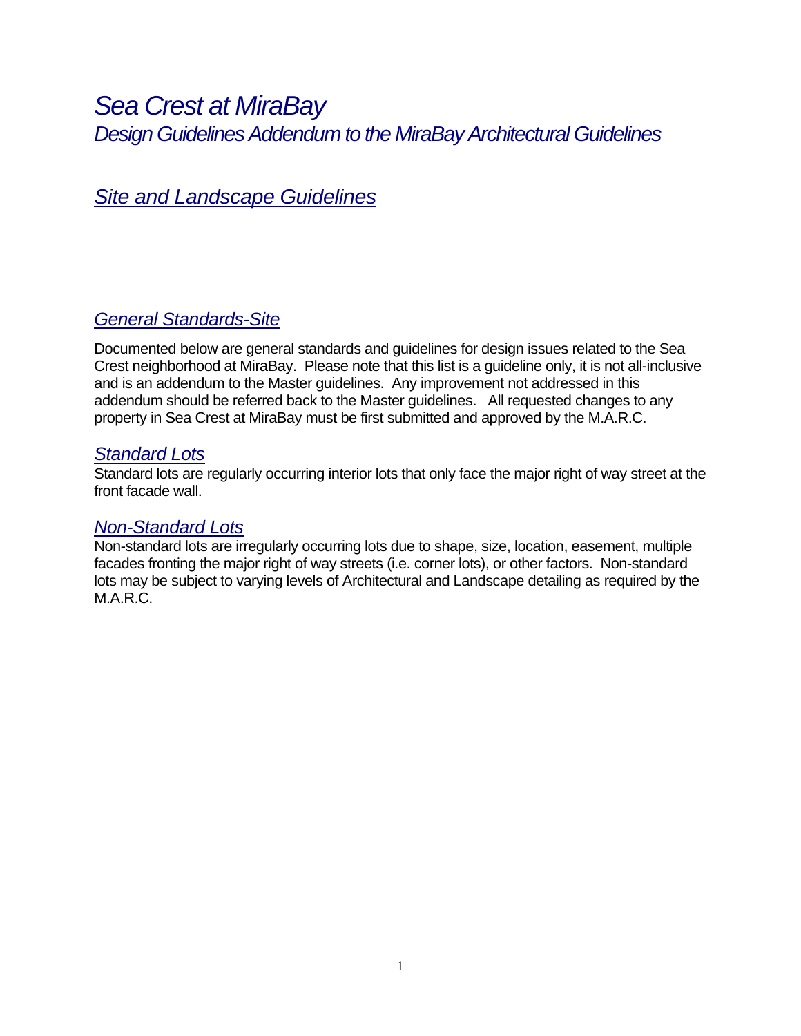# *Sea Crest at MiraBay*

*Design Guidelines Addendum to the MiraBay Architectural Guidelines*

## *Site and Landscape Guidelines*

### *General Standards-Site*

Documented below are general standards and guidelines for design issues related to the Sea Crest neighborhood at MiraBay. Please note that this list is a guideline only, it is not all-inclusive and is an addendum to the Master guidelines. Any improvement not addressed in this addendum should be referred back to the Master guidelines. All requested changes to any property in Sea Crest at MiraBay must be first submitted and approved by the M.A.R.C.

### *Standard Lots*

Standard lots are regularly occurring interior lots that only face the major right of way street at the front facade wall.

### *Non-Standard Lots*

Non-standard lots are irregularly occurring lots due to shape, size, location, easement, multiple facades fronting the major right of way streets (i.e. corner lots), or other factors. Non-standard lots may be subject to varying levels of Architectural and Landscape detailing as required by the M.A.R.C.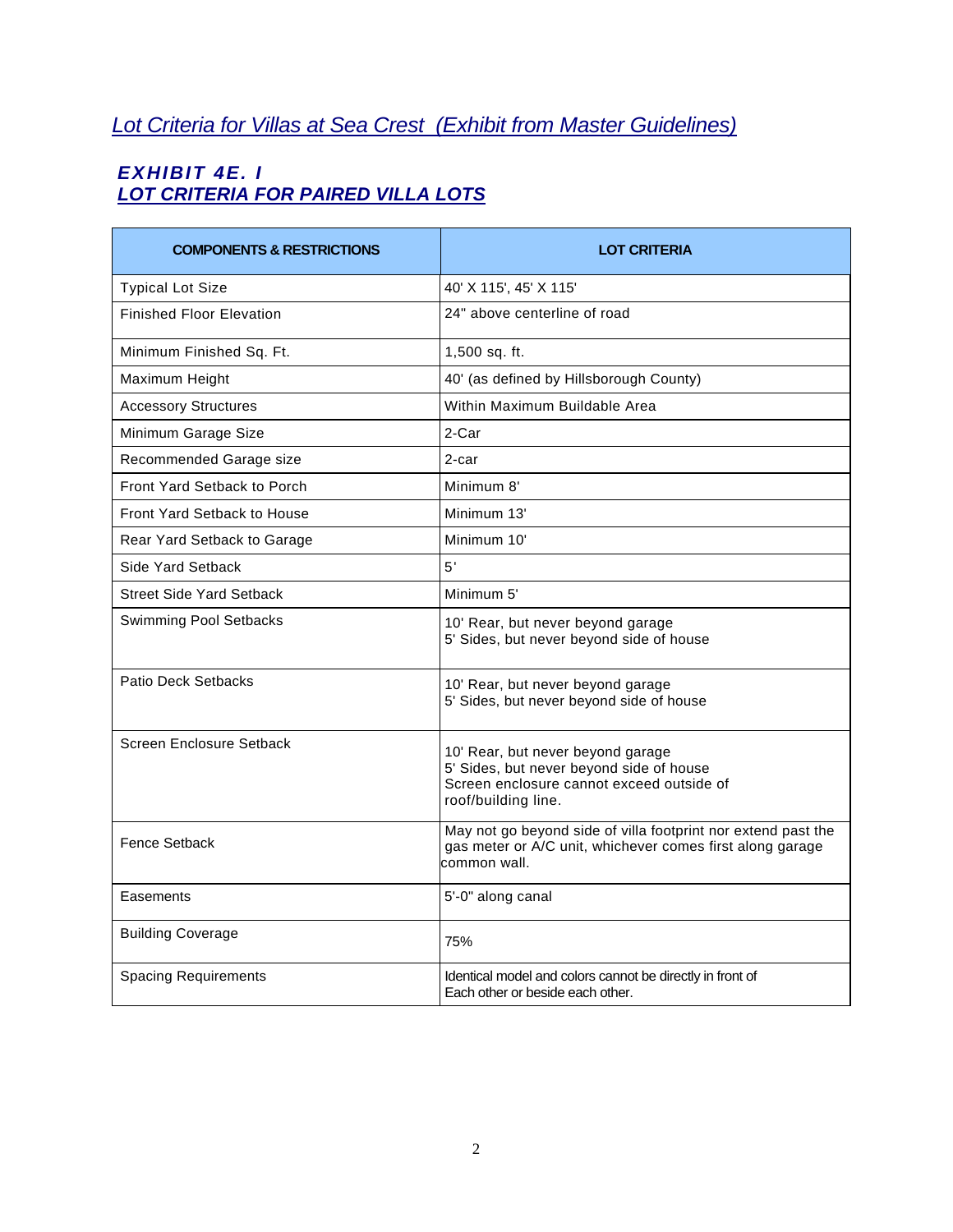## *Lot Criteria for Villas at Sea Crest (Exhibit from Master Guidelines)*

### ***EXHIBIT 4E. I***
### ***LOT CRITERIA FOR PAIRED VILLA LOTS***

| COMPONENTS & RESTRICTIONS | LOT CRITERIA |
|---|---|
| Typical Lot Size | 40' X 115', 45' X 115' |
| Finished Floor Elevation | 24" above centerline of road |
| Minimum Finished Sq. Ft. | 1,500 sq. ft. |
| Maximum Height | 40' (as defined by Hillsborough County) |
| Accessory Structures | Within Maximum Buildable Area |
| Minimum Garage Size | 2-Car |
| Recommended Garage size | 2-car |
| Front Yard Setback to Porch | Minimum 8' |
| Front Yard Setback to House | Minimum 13' |
| Rear Yard Setback to Garage | Minimum 10' |
| Side Yard Setback | 5' |
| Street Side Yard Setback | Minimum 5' |
| Swimming Pool Setbacks | 10' Rear, but never beyond garage<br>5' Sides, but never beyond side of house |
| Patio Deck Setbacks | 10' Rear, but never beyond garage<br>5' Sides, but never beyond side of house |
| Screen Enclosure Setback | 10' Rear, but never beyond garage<br>5' Sides, but never beyond side of house<br>Screen enclosure cannot exceed outside of roof/building line. |
| Fence Setback | May not go beyond side of villa footprint nor extend past the gas meter or A/C unit, whichever comes first along garage common wall. |
| Easements | 5'-0" along canal |
| Building Coverage | 75% |
| Spacing Requirements | Identical model and colors cannot be directly in front of Each other or beside each other. |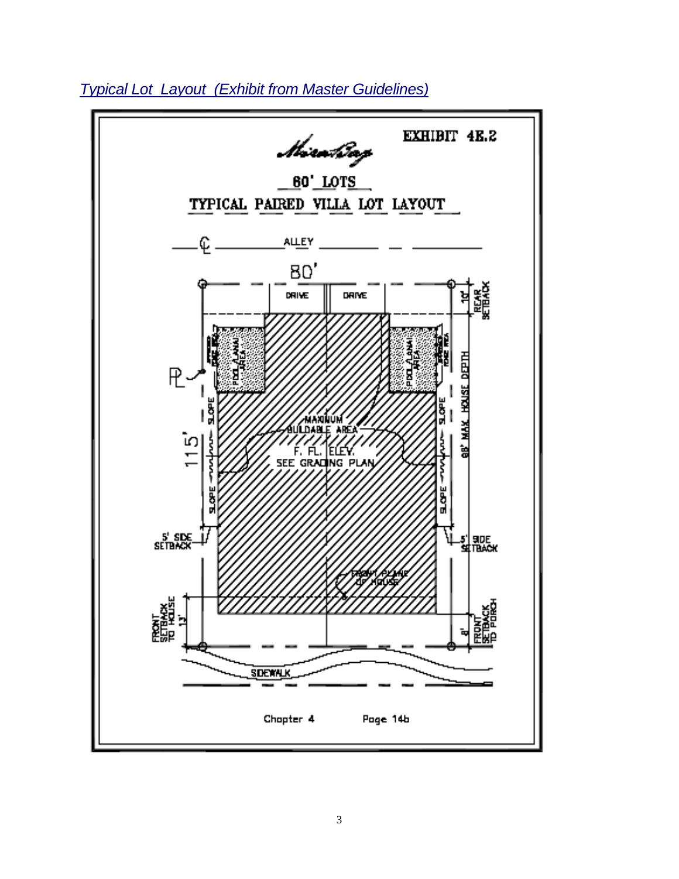*Typical Lot Layout (Exhibit from Master Guidelines)*

EXHIBIT 4E.2

60' LOTS

TYPICAL PAIRED VILLA LOT LAYOUT

ALLEY

80'

DRIVE DRIVE

10' REAR SETBACK

POOL/LANAI AREA

PL

SLOPE

MAXIMUM BUILDABLE AREA

F. FL. ELEV. SEE GRADING PLAN

115'

66' MAX. HOUSE DEPTH

5' SIDE SETBACK

5' SIDE SETBACK

FRONT PLANE OF HOUSE

FRONT SETBACK TO HOUSE 13'

8' FRONT SETBACK TO PORCH

SIDEWALK

Chapter 4 Page 14b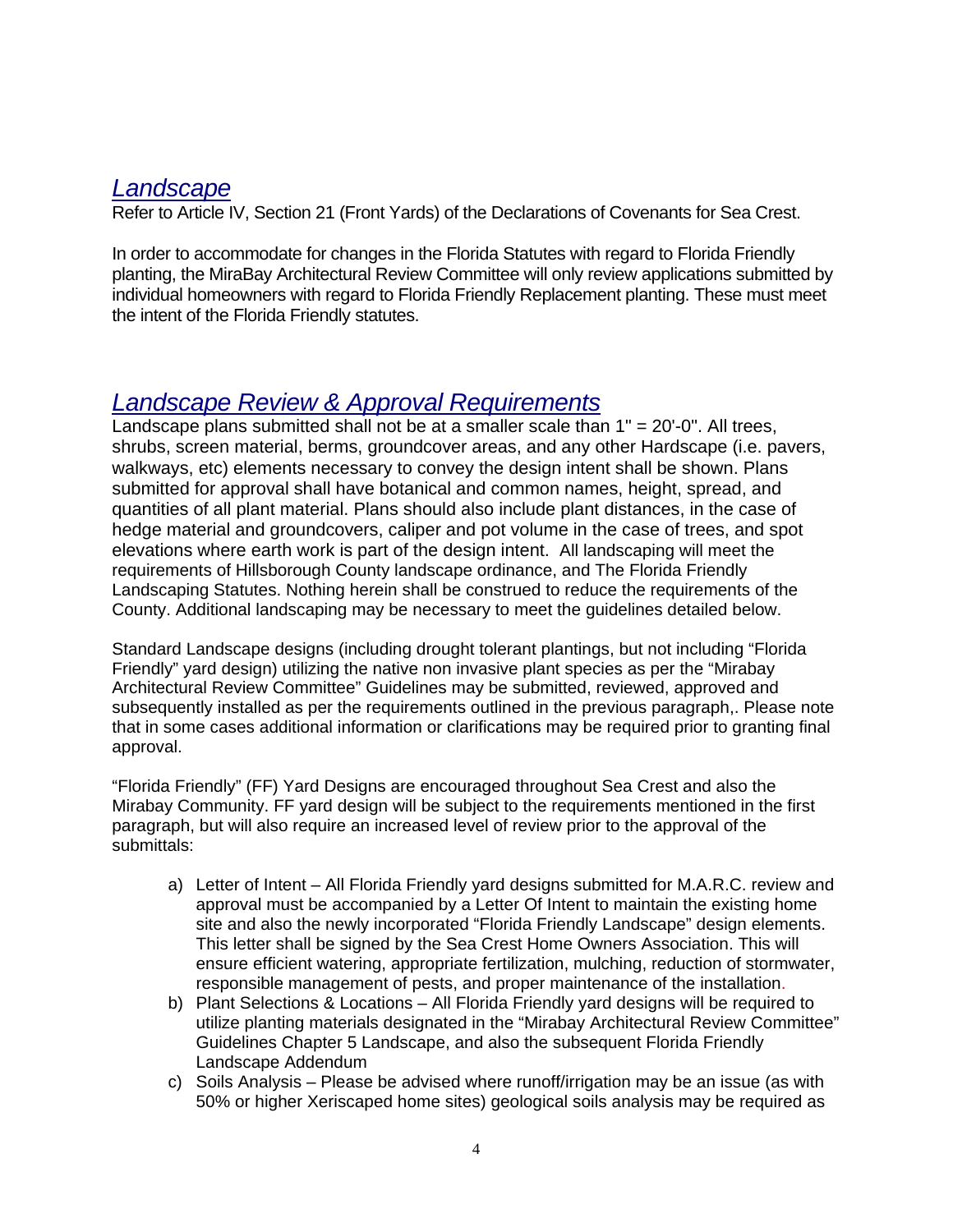## *Landscape*

Refer to Article IV, Section 21 (Front Yards) of the Declarations of Covenants for Sea Crest.

In order to accommodate for changes in the Florida Statutes with regard to Florida Friendly planting, the MiraBay Architectural Review Committee will only review applications submitted by individual homeowners with regard to Florida Friendly Replacement planting. These must meet the intent of the Florida Friendly statutes.

## *Landscape Review & Approval Requirements*

Landscape plans submitted shall not be at a smaller scale than 1" = 20'-0". All trees, shrubs, screen material, berms, groundcover areas, and any other Hardscape (i.e. pavers, walkways, etc) elements necessary to convey the design intent shall be shown. Plans submitted for approval shall have botanical and common names, height, spread, and quantities of all plant material. Plans should also include plant distances, in the case of hedge material and groundcovers, caliper and pot volume in the case of trees, and spot elevations where earth work is part of the design intent. All landscaping will meet the requirements of Hillsborough County landscape ordinance, and The Florida Friendly Landscaping Statutes. Nothing herein shall be construed to reduce the requirements of the County. Additional landscaping may be necessary to meet the guidelines detailed below.

Standard Landscape designs (including drought tolerant plantings, but not including "Florida Friendly" yard design) utilizing the native non invasive plant species as per the "Mirabay Architectural Review Committee" Guidelines may be submitted, reviewed, approved and subsequently installed as per the requirements outlined in the previous paragraph,. Please note that in some cases additional information or clarifications may be required prior to granting final approval.

"Florida Friendly" (FF) Yard Designs are encouraged throughout Sea Crest and also the Mirabay Community. FF yard design will be subject to the requirements mentioned in the first paragraph, but will also require an increased level of review prior to the approval of the submittals:

a) Letter of Intent – All Florida Friendly yard designs submitted for M.A.R.C. review and approval must be accompanied by a Letter Of Intent to maintain the existing home site and also the newly incorporated "Florida Friendly Landscape" design elements. This letter shall be signed by the Sea Crest Home Owners Association. This will ensure efficient watering, appropriate fertilization, mulching, reduction of stormwater, responsible management of pests, and proper maintenance of the installation.
b) Plant Selections & Locations – All Florida Friendly yard designs will be required to utilize planting materials designated in the "Mirabay Architectural Review Committee" Guidelines Chapter 5 Landscape, and also the subsequent Florida Friendly Landscape Addendum
c) Soils Analysis – Please be advised where runoff/irrigation may be an issue (as with 50% or higher Xeriscaped home sites) geological soils analysis may be required as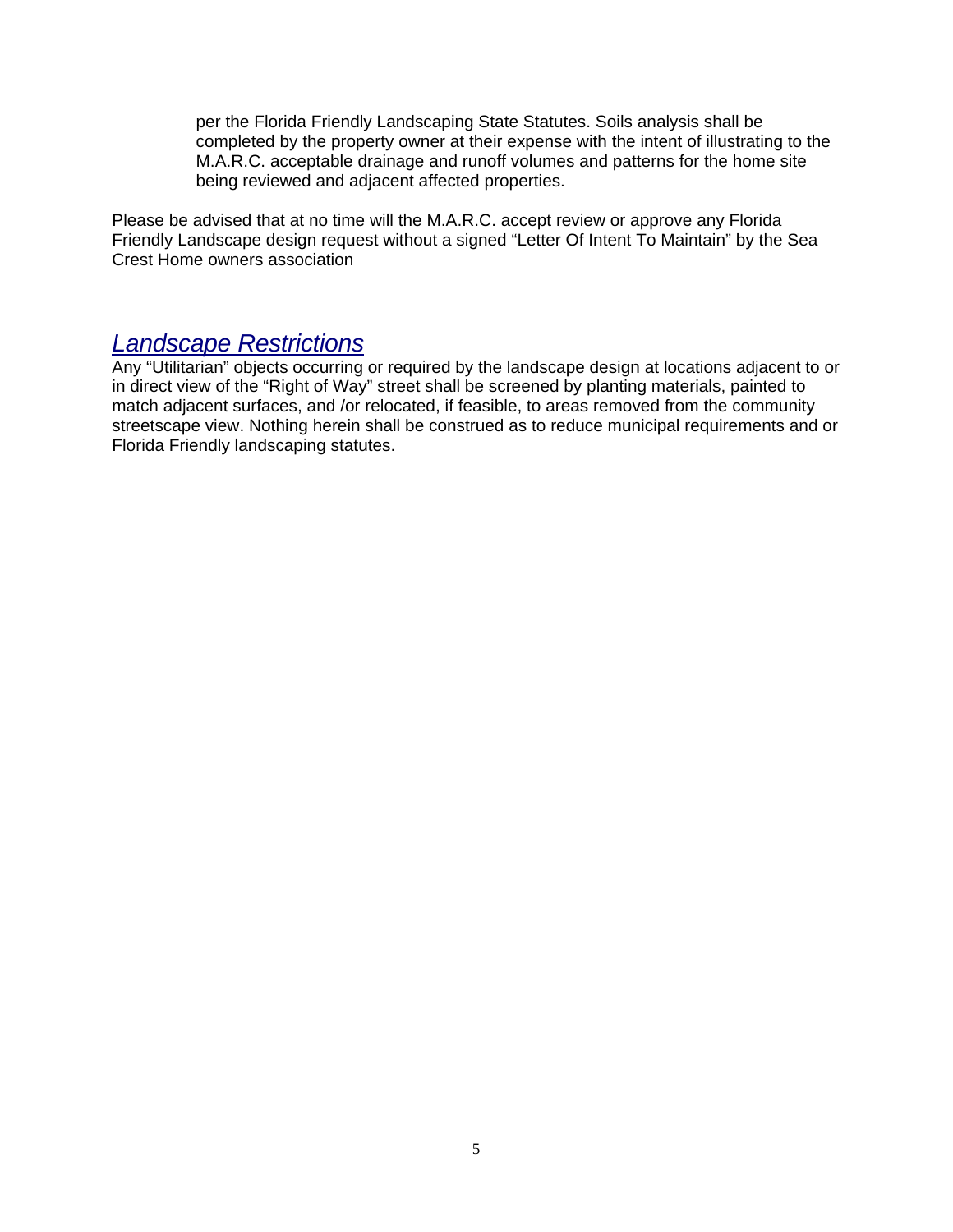per the Florida Friendly Landscaping State Statutes. Soils analysis shall be completed by the property owner at their expense with the intent of illustrating to the M.A.R.C. acceptable drainage and runoff volumes and patterns for the home site being reviewed and adjacent affected properties.

Please be advised that at no time will the M.A.R.C. accept review or approve any Florida Friendly Landscape design request without a signed "Letter Of Intent To Maintain" by the Sea Crest Home owners association

## *Landscape Restrictions*

Any "Utilitarian" objects occurring or required by the landscape design at locations adjacent to or in direct view of the "Right of Way" street shall be screened by planting materials, painted to match adjacent surfaces, and /or relocated, if feasible, to areas removed from the community streetscape view. Nothing herein shall be construed as to reduce municipal requirements and or Florida Friendly landscaping statutes.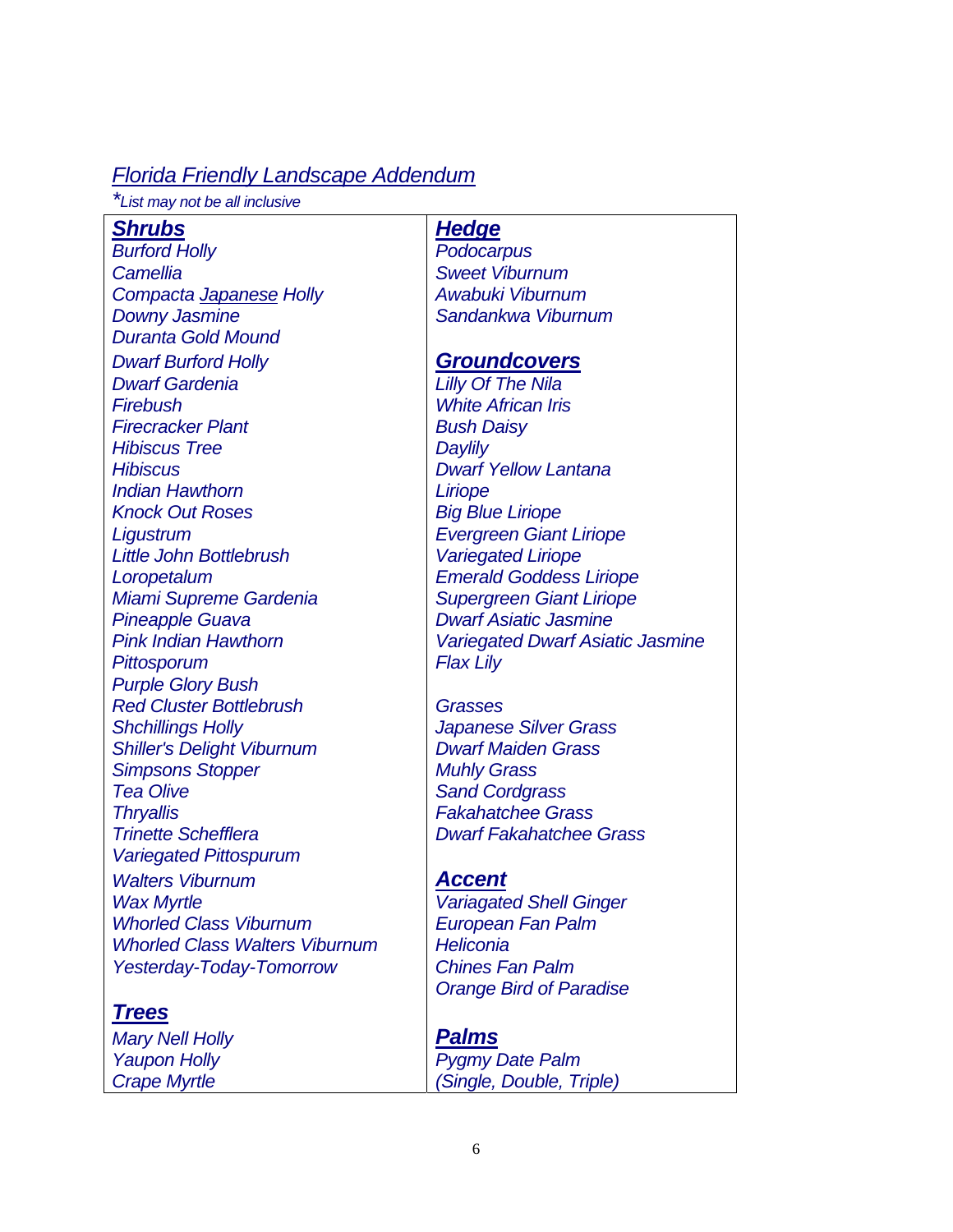## *Florida Friendly Landscape Addendum*

*\*List may not be all inclusive*

### ***Shrubs***

*Burford Holly*
*Camellia*
*Compacta Japanese Holly*
*Downy Jasmine*
*Duranta Gold Mound*
*Dwarf Burford Holly*
*Dwarf Gardenia*
*Firebush*
*Firecracker Plant*
*Hibiscus Tree*
*Hibiscus*
*Indian Hawthorn*
*Knock Out Roses*
*Ligustrum*
*Little John Bottlebrush*
*Loropetalum*
*Miami Supreme Gardenia*
*Pineapple Guava*
*Pink Indian Hawthorn*
*Pittosporum*
*Purple Glory Bush*
*Red Cluster Bottlebrush*
*Shchillings Holly*
*Shiller's Delight Viburnum*
*Simpsons Stopper*
*Tea Olive*
*Thryallis*
*Trinette Schefflera*
*Variegated Pittospurum*
*Walters Viburnum*
*Wax Myrtle*
*Whorled Class Viburnum*
*Whorled Class Walters Viburnum*
*Yesterday-Today-Tomorrow*

### ***Trees***

*Mary Nell Holly*
*Yaupon Holly*
*Crape Myrtle*

### ***Hedge***

*Podocarpus*
*Sweet Viburnum*
*Awabuki Viburnum*
*Sandankwa Viburnum*

### ***Groundcovers***

*Lilly Of The Nila*
*White African Iris*
*Bush Daisy*
*Daylily*
*Dwarf Yellow Lantana*
*Liriope*
*Big Blue Liriope*
*Evergreen Giant Liriope*
*Variegated Liriope*
*Emerald Goddess Liriope*
*Supergreen Giant Liriope*
*Dwarf Asiatic Jasmine*
*Variegated Dwarf Asiatic Jasmine*
*Flax Lily*

*Grasses*
*Japanese Silver Grass*
*Dwarf Maiden Grass*
*Muhly Grass*
*Sand Cordgrass*
*Fakahatchee Grass*
*Dwarf Fakahatchee Grass*

### ***Accent***

*Variagated Shell Ginger*
*European Fan Palm*
*Heliconia*
*Chines Fan Palm*
*Orange Bird of Paradise*

### ***Palms***

*Pygmy Date Palm*
*(Single, Double, Triple)*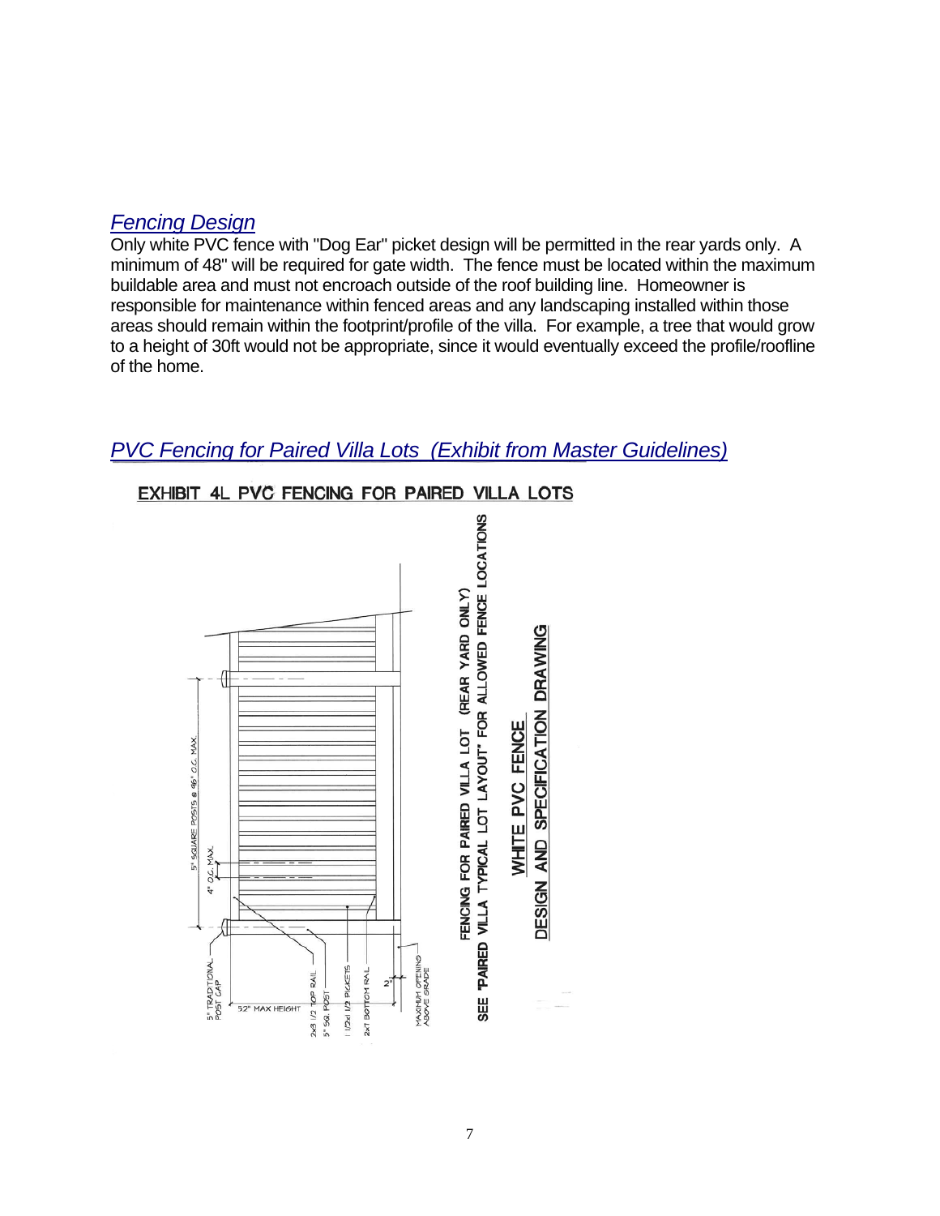## *Fencing Design*

Only white PVC fence with "Dog Ear" picket design will be permitted in the rear yards only. A minimum of 48" will be required for gate width. The fence must be located within the maximum buildable area and must not encroach outside of the roof building line. Homeowner is responsible for maintenance within fenced areas and any landscaping installed within those areas should remain within the footprint/profile of the villa. For example, a tree that would grow to a height of 30ft would not be appropriate, since it would eventually exceed the profile/roofline of the home.

## *PVC Fencing for Paired Villa Lots (Exhibit from Master Guidelines)*

**EXHIBIT 4L PVC FENCING FOR PAIRED VILLA LOTS**

FENCING FOR PAIRED VILLA LOT (REAR YARD ONLY)

SEE "PAIRED VILLA TYPICAL LOT LAYOUT" FOR ALLOWED FENCE LOCATIONS

**WHITE PVC FENCE**

**DESIGN AND SPECIFICATION DRAWING**

- 5" SQUARE POSTS @ 96" O.C. MAX.
- 4" O.C. MAX.
- 5" TRADITIONAL POST CAP
- 52" MAX HEIGHT
- 2x3 1/2 TOP RAIL
- 5" SQ. POST
- 1 1/2x1 1/2 PICKETS
- 2x7 BOTTOM RAIL
- 2"
- MAXIMUM OPENING ABOVE GRADE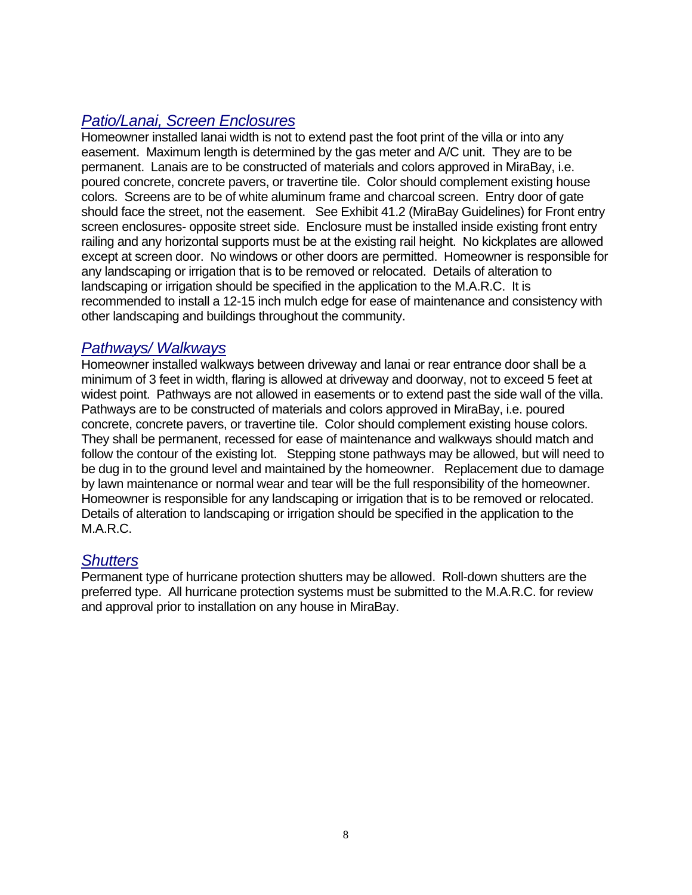## *Patio/Lanai, Screen Enclosures*

Homeowner installed lanai width is not to extend past the foot print of the villa or into any easement. Maximum length is determined by the gas meter and A/C unit. They are to be permanent. Lanais are to be constructed of materials and colors approved in MiraBay, i.e. poured concrete, concrete pavers, or travertine tile. Color should complement existing house colors. Screens are to be of white aluminum frame and charcoal screen. Entry door of gate should face the street, not the easement. See Exhibit 41.2 (MiraBay Guidelines) for Front entry screen enclosures- opposite street side. Enclosure must be installed inside existing front entry railing and any horizontal supports must be at the existing rail height. No kickplates are allowed except at screen door. No windows or other doors are permitted. Homeowner is responsible for any landscaping or irrigation that is to be removed or relocated. Details of alteration to landscaping or irrigation should be specified in the application to the M.A.R.C. It is recommended to install a 12-15 inch mulch edge for ease of maintenance and consistency with other landscaping and buildings throughout the community.

## *Pathways/ Walkways*

Homeowner installed walkways between driveway and lanai or rear entrance door shall be a minimum of 3 feet in width, flaring is allowed at driveway and doorway, not to exceed 5 feet at widest point. Pathways are not allowed in easements or to extend past the side wall of the villa. Pathways are to be constructed of materials and colors approved in MiraBay, i.e. poured concrete, concrete pavers, or travertine tile. Color should complement existing house colors. They shall be permanent, recessed for ease of maintenance and walkways should match and follow the contour of the existing lot. Stepping stone pathways may be allowed, but will need to be dug in to the ground level and maintained by the homeowner. Replacement due to damage by lawn maintenance or normal wear and tear will be the full responsibility of the homeowner. Homeowner is responsible for any landscaping or irrigation that is to be removed or relocated. Details of alteration to landscaping or irrigation should be specified in the application to the M.A.R.C.

## *Shutters*

Permanent type of hurricane protection shutters may be allowed. Roll-down shutters are the preferred type. All hurricane protection systems must be submitted to the M.A.R.C. for review and approval prior to installation on any house in MiraBay.